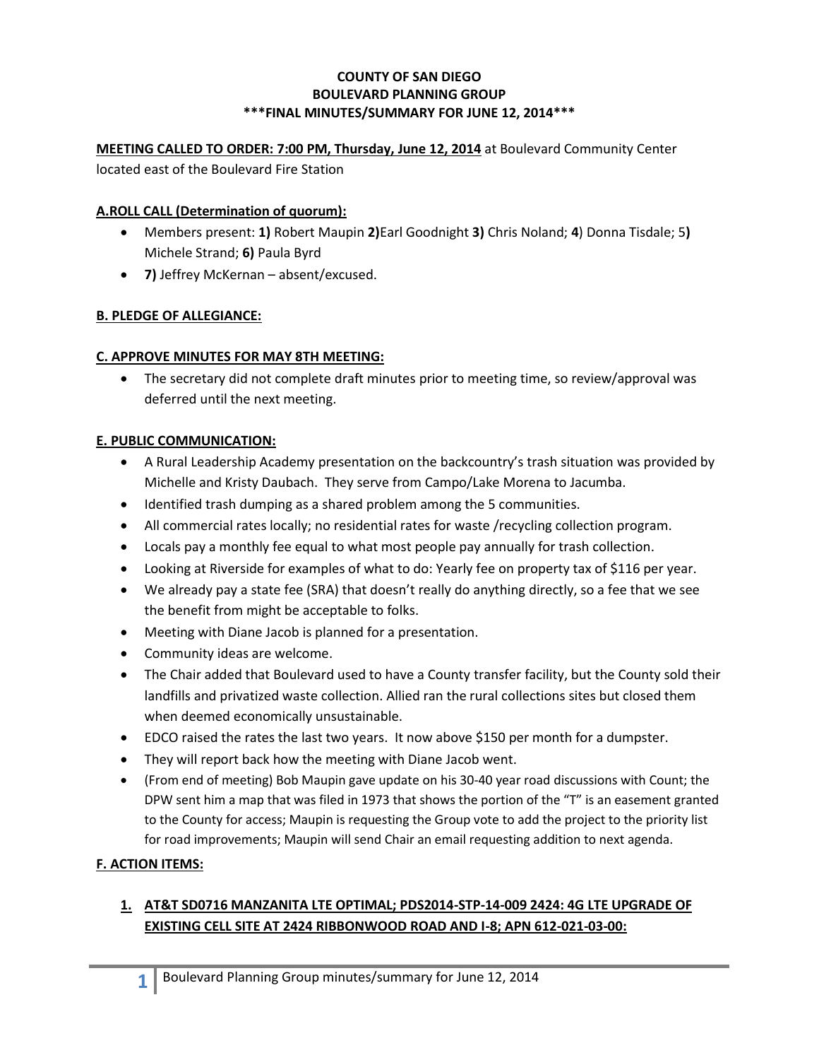**COUNTY OF SAN DIEGO**
**BOULEVARD PLANNING GROUP**
**\*\*\*FINAL MINUTES/SUMMARY FOR JUNE 12, 2014\*\*\***

**MEETING CALLED TO ORDER: 7:00 PM, Thursday, June 12, 2014** at Boulevard Community Center located east of the Boulevard Fire Station

**A.ROLL CALL (Determination of quorum):**

- Members present: **1)** Robert Maupin **2)**Earl Goodnight **3)** Chris Noland; **4**) Donna Tisdale; 5**)** Michele Strand; **6)** Paula Byrd
- **7)** Jeffrey McKernan – absent/excused.

**B. PLEDGE OF ALLEGIANCE:**

**C. APPROVE MINUTES FOR MAY 8TH MEETING:**

- The secretary did not complete draft minutes prior to meeting time, so review/approval was deferred until the next meeting.

**E. PUBLIC COMMUNICATION:**

- A Rural Leadership Academy presentation on the backcountry's trash situation was provided by Michelle and Kristy Daubach. They serve from Campo/Lake Morena to Jacumba.
- Identified trash dumping as a shared problem among the 5 communities.
- All commercial rates locally; no residential rates for waste /recycling collection program.
- Locals pay a monthly fee equal to what most people pay annually for trash collection.
- Looking at Riverside for examples of what to do: Yearly fee on property tax of $116 per year.
- We already pay a state fee (SRA) that doesn't really do anything directly, so a fee that we see the benefit from might be acceptable to folks.
- Meeting with Diane Jacob is planned for a presentation.
- Community ideas are welcome.
- The Chair added that Boulevard used to have a County transfer facility, but the County sold their landfills and privatized waste collection. Allied ran the rural collections sites but closed them when deemed economically unsustainable.
- EDCO raised the rates the last two years. It now above $150 per month for a dumpster.
- They will report back how the meeting with Diane Jacob went.
- (From end of meeting) Bob Maupin gave update on his 30-40 year road discussions with Count; the DPW sent him a map that was filed in 1973 that shows the portion of the "T" is an easement granted to the County for access; Maupin is requesting the Group vote to add the project to the priority list for road improvements; Maupin will send Chair an email requesting addition to next agenda.

**F. ACTION ITEMS:**

1. **AT&T SD0716 MANZANITA LTE OPTIMAL; PDS2014-STP-14-009 2424: 4G LTE UPGRADE OF EXISTING CELL SITE AT 2424 RIBBONWOOD ROAD AND I-8; APN 612-021-03-00:**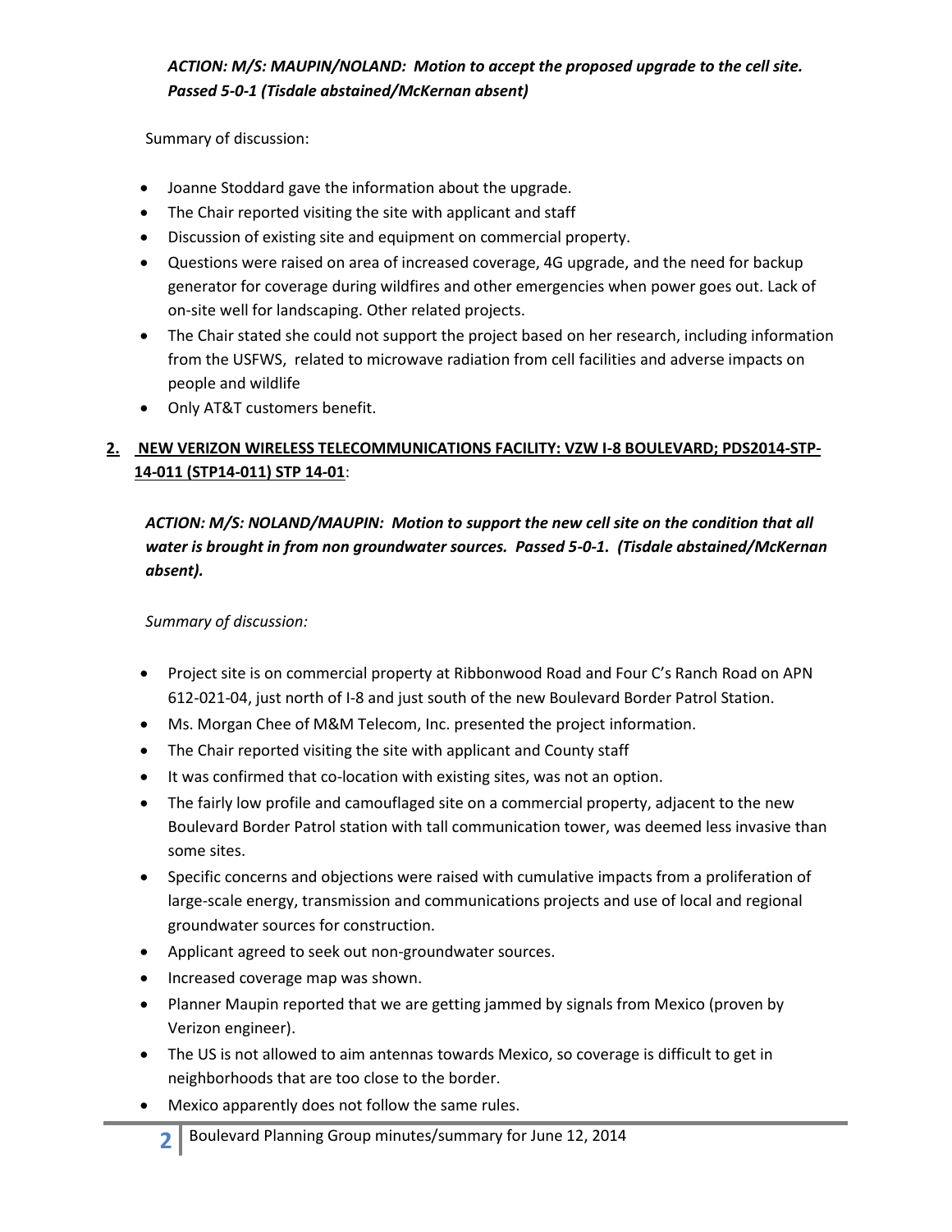***ACTION: M/S: MAUPIN/NOLAND: Motion to accept the proposed upgrade to the cell site. Passed 5-0-1 (Tisdale abstained/McKernan absent)***

Summary of discussion:

- Joanne Stoddard gave the information about the upgrade.
- The Chair reported visiting the site with applicant and staff
- Discussion of existing site and equipment on commercial property.
- Questions were raised on area of increased coverage, 4G upgrade, and the need for backup generator for coverage during wildfires and other emergencies when power goes out. Lack of on-site well for landscaping. Other related projects.
- The Chair stated she could not support the project based on her research, including information from the USFWS, related to microwave radiation from cell facilities and adverse impacts on people and wildlife
- Only AT&T customers benefit.

**2. <u>NEW VERIZON WIRELESS TELECOMMUNICATIONS FACILITY: VZW I-8 BOULEVARD; PDS2014-STP-14-011 (STP14-011) STP 14-01</u>**:

***ACTION: M/S: NOLAND/MAUPIN: Motion to support the new cell site on the condition that all water is brought in from non groundwater sources. Passed 5-0-1. (Tisdale abstained/McKernan absent).***

*Summary of discussion:*

- Project site is on commercial property at Ribbonwood Road and Four C's Ranch Road on APN 612-021-04, just north of I-8 and just south of the new Boulevard Border Patrol Station.
- Ms. Morgan Chee of M&M Telecom, Inc. presented the project information.
- The Chair reported visiting the site with applicant and County staff
- It was confirmed that co-location with existing sites, was not an option.
- The fairly low profile and camouflaged site on a commercial property, adjacent to the new Boulevard Border Patrol station with tall communication tower, was deemed less invasive than some sites.
- Specific concerns and objections were raised with cumulative impacts from a proliferation of large-scale energy, transmission and communications projects and use of local and regional groundwater sources for construction.
- Applicant agreed to seek out non-groundwater sources.
- Increased coverage map was shown.
- Planner Maupin reported that we are getting jammed by signals from Mexico (proven by Verizon engineer).
- The US is not allowed to aim antennas towards Mexico, so coverage is difficult to get in neighborhoods that are too close to the border.
- Mexico apparently does not follow the same rules.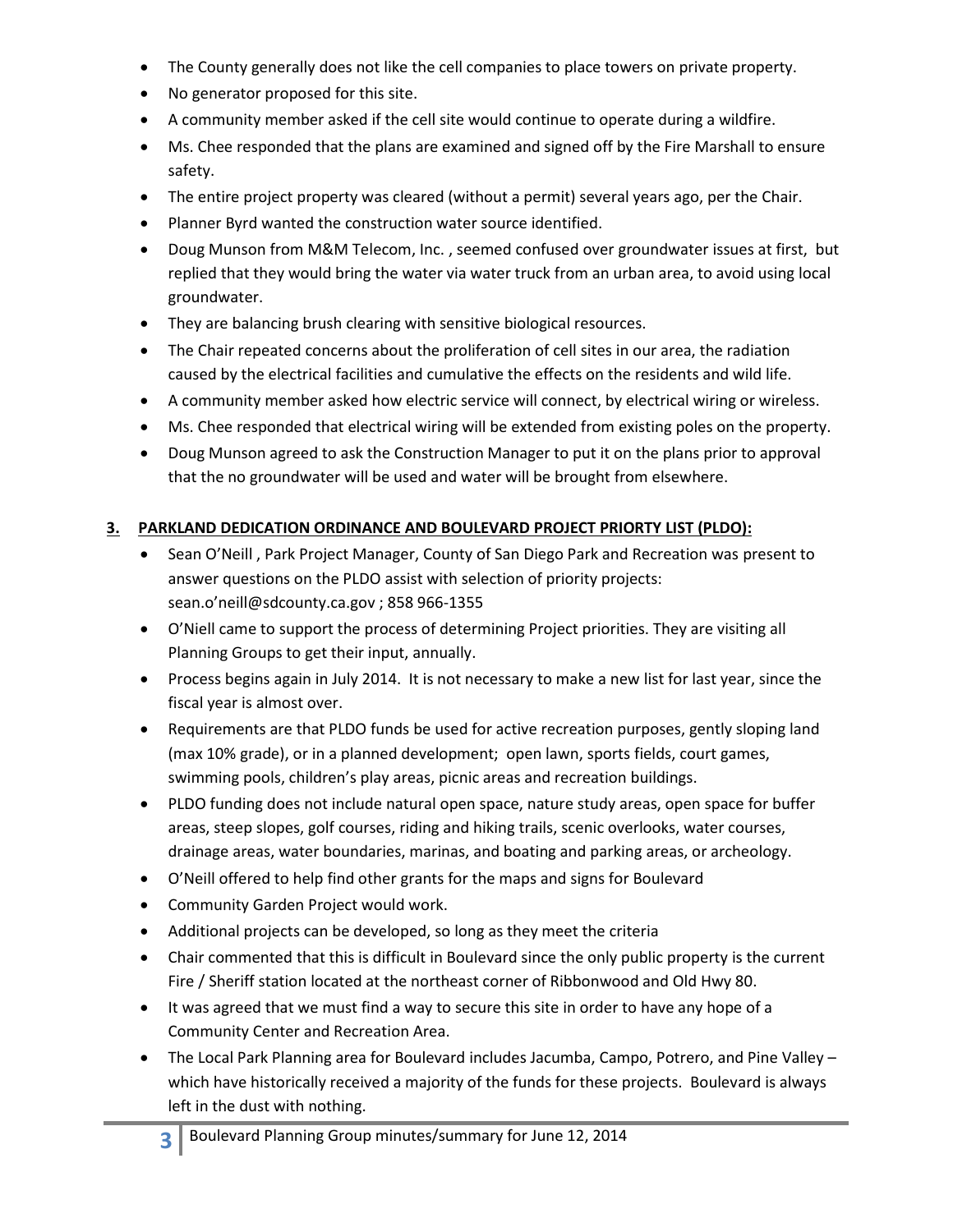- The County generally does not like the cell companies to place towers on private property.
- No generator proposed for this site.
- A community member asked if the cell site would continue to operate during a wildfire.
- Ms. Chee responded that the plans are examined and signed off by the Fire Marshall to ensure safety.
- The entire project property was cleared (without a permit) several years ago, per the Chair.
- Planner Byrd wanted the construction water source identified.
- Doug Munson from M&M Telecom, Inc. , seemed confused over groundwater issues at first, but replied that they would bring the water via water truck from an urban area, to avoid using local groundwater.
- They are balancing brush clearing with sensitive biological resources.
- The Chair repeated concerns about the proliferation of cell sites in our area, the radiation caused by the electrical facilities and cumulative the effects on the residents and wild life.
- A community member asked how electric service will connect, by electrical wiring or wireless.
- Ms. Chee responded that electrical wiring will be extended from existing poles on the property.
- Doug Munson agreed to ask the Construction Manager to put it on the plans prior to approval that the no groundwater will be used and water will be brought from elsewhere.

**3. PARKLAND DEDICATION ORDINANCE AND BOULEVARD PROJECT PRIORTY LIST (PLDO):**

- Sean O'Neill , Park Project Manager, County of San Diego Park and Recreation was present to answer questions on the PLDO assist with selection of priority projects: sean.o'neill@sdcounty.ca.gov ; 858 966-1355
- O'Niell came to support the process of determining Project priorities. They are visiting all Planning Groups to get their input, annually.
- Process begins again in July 2014. It is not necessary to make a new list for last year, since the fiscal year is almost over.
- Requirements are that PLDO funds be used for active recreation purposes, gently sloping land (max 10% grade), or in a planned development; open lawn, sports fields, court games, swimming pools, children's play areas, picnic areas and recreation buildings.
- PLDO funding does not include natural open space, nature study areas, open space for buffer areas, steep slopes, golf courses, riding and hiking trails, scenic overlooks, water courses, drainage areas, water boundaries, marinas, and boating and parking areas, or archeology.
- O'Neill offered to help find other grants for the maps and signs for Boulevard
- Community Garden Project would work.
- Additional projects can be developed, so long as they meet the criteria
- Chair commented that this is difficult in Boulevard since the only public property is the current Fire / Sheriff station located at the northeast corner of Ribbonwood and Old Hwy 80.
- It was agreed that we must find a way to secure this site in order to have any hope of a Community Center and Recreation Area.
- The Local Park Planning area for Boulevard includes Jacumba, Campo, Potrero, and Pine Valley – which have historically received a majority of the funds for these projects. Boulevard is always left in the dust with nothing.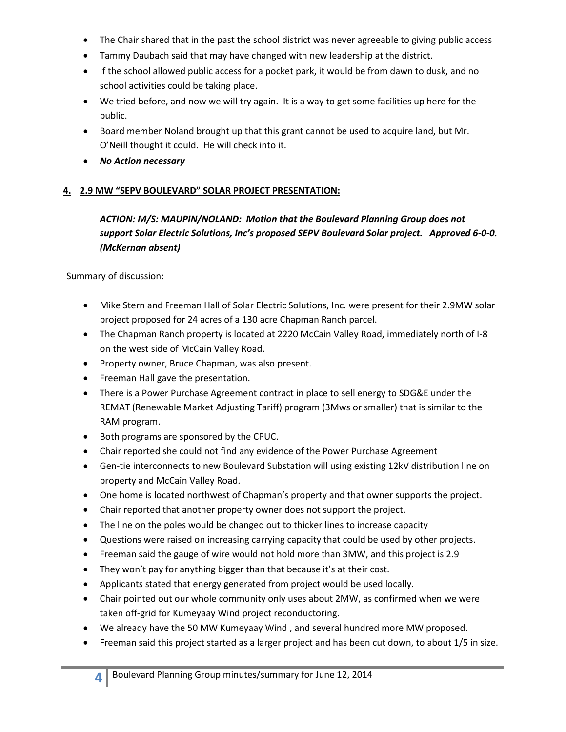- The Chair shared that in the past the school district was never agreeable to giving public access
- Tammy Daubach said that may have changed with new leadership at the district.
- If the school allowed public access for a pocket park, it would be from dawn to dusk, and no school activities could be taking place.
- We tried before, and now we will try again. It is a way to get some facilities up here for the public.
- Board member Noland brought up that this grant cannot be used to acquire land, but Mr. O'Neill thought it could. He will check into it.
- ***No Action necessary***

**4. <u>2.9 MW "SEPV BOULEVARD" SOLAR PROJECT PRESENTATION:</u>**

***ACTION: M/S: MAUPIN/NOLAND: Motion that the Boulevard Planning Group does not support Solar Electric Solutions, Inc's proposed SEPV Boulevard Solar project. Approved 6-0-0. (McKernan absent)***

Summary of discussion:

- Mike Stern and Freeman Hall of Solar Electric Solutions, Inc. were present for their 2.9MW solar project proposed for 24 acres of a 130 acre Chapman Ranch parcel.
- The Chapman Ranch property is located at 2220 McCain Valley Road, immediately north of I-8 on the west side of McCain Valley Road.
- Property owner, Bruce Chapman, was also present.
- Freeman Hall gave the presentation.
- There is a Power Purchase Agreement contract in place to sell energy to SDG&E under the REMAT (Renewable Market Adjusting Tariff) program (3Mws or smaller) that is similar to the RAM program.
- Both programs are sponsored by the CPUC.
- Chair reported she could not find any evidence of the Power Purchase Agreement
- Gen-tie interconnects to new Boulevard Substation will using existing 12kV distribution line on property and McCain Valley Road.
- One home is located northwest of Chapman's property and that owner supports the project.
- Chair reported that another property owner does not support the project.
- The line on the poles would be changed out to thicker lines to increase capacity
- Questions were raised on increasing carrying capacity that could be used by other projects.
- Freeman said the gauge of wire would not hold more than 3MW, and this project is 2.9
- They won't pay for anything bigger than that because it's at their cost.
- Applicants stated that energy generated from project would be used locally.
- Chair pointed out our whole community only uses about 2MW, as confirmed when we were taken off-grid for Kumeyaay Wind project reconductoring.
- We already have the 50 MW Kumeyaay Wind , and several hundred more MW proposed.
- Freeman said this project started as a larger project and has been cut down, to about 1/5 in size.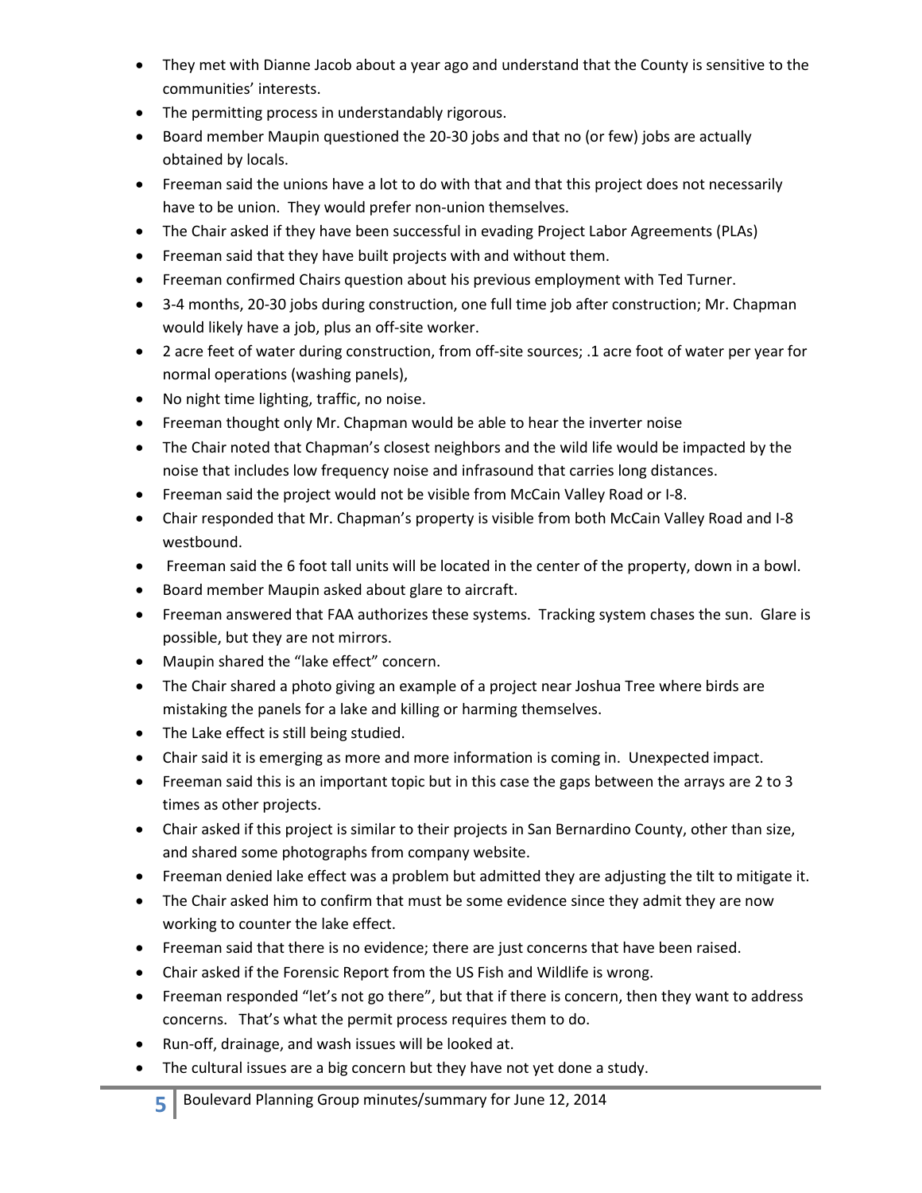- They met with Dianne Jacob about a year ago and understand that the County is sensitive to the communities' interests.
- The permitting process in understandably rigorous.
- Board member Maupin questioned the 20-30 jobs and that no (or few) jobs are actually obtained by locals.
- Freeman said the unions have a lot to do with that and that this project does not necessarily have to be union. They would prefer non-union themselves.
- The Chair asked if they have been successful in evading Project Labor Agreements (PLAs)
- Freeman said that they have built projects with and without them.
- Freeman confirmed Chairs question about his previous employment with Ted Turner.
- 3-4 months, 20-30 jobs during construction, one full time job after construction; Mr. Chapman would likely have a job, plus an off-site worker.
- 2 acre feet of water during construction, from off-site sources; .1 acre foot of water per year for normal operations (washing panels),
- No night time lighting, traffic, no noise.
- Freeman thought only Mr. Chapman would be able to hear the inverter noise
- The Chair noted that Chapman's closest neighbors and the wild life would be impacted by the noise that includes low frequency noise and infrasound that carries long distances.
- Freeman said the project would not be visible from McCain Valley Road or I-8.
- Chair responded that Mr. Chapman's property is visible from both McCain Valley Road and I-8 westbound.
- Freeman said the 6 foot tall units will be located in the center of the property, down in a bowl.
- Board member Maupin asked about glare to aircraft.
- Freeman answered that FAA authorizes these systems. Tracking system chases the sun. Glare is possible, but they are not mirrors.
- Maupin shared the "lake effect" concern.
- The Chair shared a photo giving an example of a project near Joshua Tree where birds are mistaking the panels for a lake and killing or harming themselves.
- The Lake effect is still being studied.
- Chair said it is emerging as more and more information is coming in. Unexpected impact.
- Freeman said this is an important topic but in this case the gaps between the arrays are 2 to 3 times as other projects.
- Chair asked if this project is similar to their projects in San Bernardino County, other than size, and shared some photographs from company website.
- Freeman denied lake effect was a problem but admitted they are adjusting the tilt to mitigate it.
- The Chair asked him to confirm that must be some evidence since they admit they are now working to counter the lake effect.
- Freeman said that there is no evidence; there are just concerns that have been raised.
- Chair asked if the Forensic Report from the US Fish and Wildlife is wrong.
- Freeman responded "let's not go there", but that if there is concern, then they want to address concerns. That's what the permit process requires them to do.
- Run-off, drainage, and wash issues will be looked at.
- The cultural issues are a big concern but they have not yet done a study.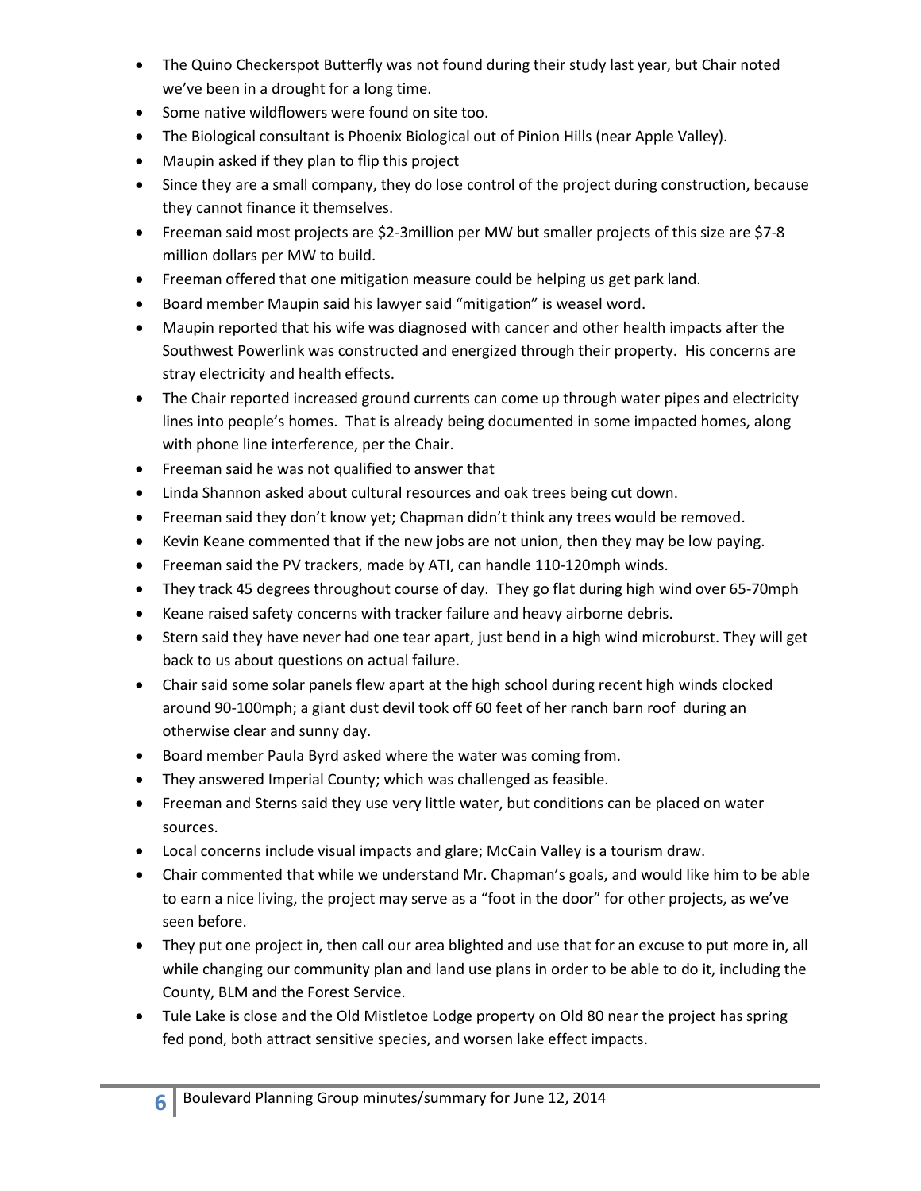- The Quino Checkerspot Butterfly was not found during their study last year, but Chair noted we've been in a drought for a long time.
- Some native wildflowers were found on site too.
- The Biological consultant is Phoenix Biological out of Pinion Hills (near Apple Valley).
- Maupin asked if they plan to flip this project
- Since they are a small company, they do lose control of the project during construction, because they cannot finance it themselves.
- Freeman said most projects are $2-3million per MW but smaller projects of this size are $7-8 million dollars per MW to build.
- Freeman offered that one mitigation measure could be helping us get park land.
- Board member Maupin said his lawyer said "mitigation" is weasel word.
- Maupin reported that his wife was diagnosed with cancer and other health impacts after the Southwest Powerlink was constructed and energized through their property. His concerns are stray electricity and health effects.
- The Chair reported increased ground currents can come up through water pipes and electricity lines into people's homes. That is already being documented in some impacted homes, along with phone line interference, per the Chair.
- Freeman said he was not qualified to answer that
- Linda Shannon asked about cultural resources and oak trees being cut down.
- Freeman said they don't know yet; Chapman didn't think any trees would be removed.
- Kevin Keane commented that if the new jobs are not union, then they may be low paying.
- Freeman said the PV trackers, made by ATI, can handle 110-120mph winds.
- They track 45 degrees throughout course of day. They go flat during high wind over 65-70mph
- Keane raised safety concerns with tracker failure and heavy airborne debris.
- Stern said they have never had one tear apart, just bend in a high wind microburst. They will get back to us about questions on actual failure.
- Chair said some solar panels flew apart at the high school during recent high winds clocked around 90-100mph; a giant dust devil took off 60 feet of her ranch barn roof during an otherwise clear and sunny day.
- Board member Paula Byrd asked where the water was coming from.
- They answered Imperial County; which was challenged as feasible.
- Freeman and Sterns said they use very little water, but conditions can be placed on water sources.
- Local concerns include visual impacts and glare; McCain Valley is a tourism draw.
- Chair commented that while we understand Mr. Chapman's goals, and would like him to be able to earn a nice living, the project may serve as a "foot in the door" for other projects, as we've seen before.
- They put one project in, then call our area blighted and use that for an excuse to put more in, all while changing our community plan and land use plans in order to be able to do it, including the County, BLM and the Forest Service.
- Tule Lake is close and the Old Mistletoe Lodge property on Old 80 near the project has spring fed pond, both attract sensitive species, and worsen lake effect impacts.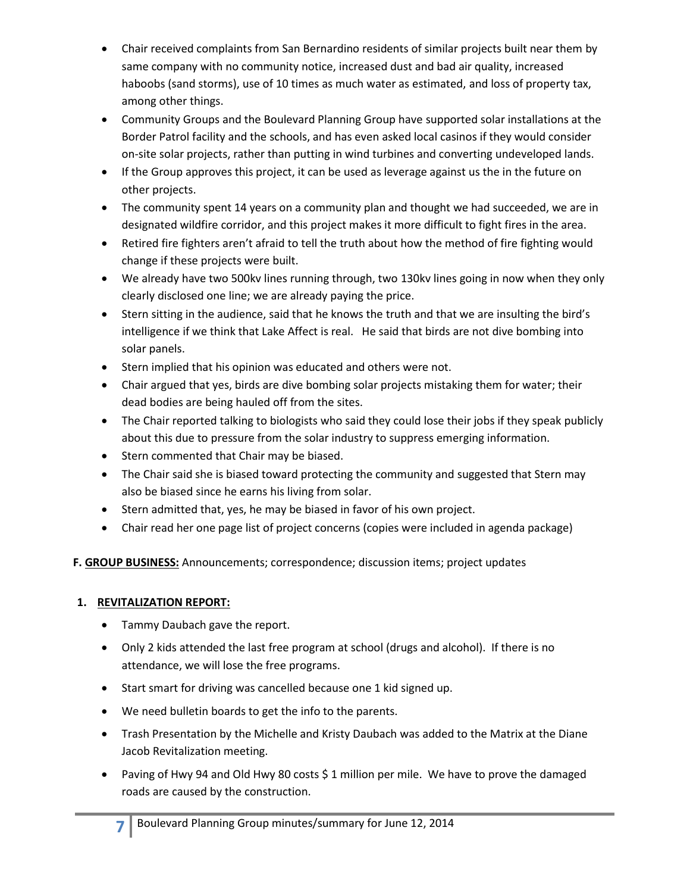- Chair received complaints from San Bernardino residents of similar projects built near them by same company with no community notice, increased dust and bad air quality, increased haboobs (sand storms), use of 10 times as much water as estimated, and loss of property tax, among other things.
- Community Groups and the Boulevard Planning Group have supported solar installations at the Border Patrol facility and the schools, and has even asked local casinos if they would consider on-site solar projects, rather than putting in wind turbines and converting undeveloped lands.
- If the Group approves this project, it can be used as leverage against us the in the future on other projects.
- The community spent 14 years on a community plan and thought we had succeeded, we are in designated wildfire corridor, and this project makes it more difficult to fight fires in the area.
- Retired fire fighters aren't afraid to tell the truth about how the method of fire fighting would change if these projects were built.
- We already have two 500kv lines running through, two 130kv lines going in now when they only clearly disclosed one line; we are already paying the price.
- Stern sitting in the audience, said that he knows the truth and that we are insulting the bird's intelligence if we think that Lake Affect is real. He said that birds are not dive bombing into solar panels.
- Stern implied that his opinion was educated and others were not.
- Chair argued that yes, birds are dive bombing solar projects mistaking them for water; their dead bodies are being hauled off from the sites.
- The Chair reported talking to biologists who said they could lose their jobs if they speak publicly about this due to pressure from the solar industry to suppress emerging information.
- Stern commented that Chair may be biased.
- The Chair said she is biased toward protecting the community and suggested that Stern may also be biased since he earns his living from solar.
- Stern admitted that, yes, he may be biased in favor of his own project.
- Chair read her one page list of project concerns (copies were included in agenda package)

**F. <u>GROUP BUSINESS:</u>** Announcements; correspondence; discussion items; project updates

**1. <u>REVITALIZATION REPORT:</u>**

- Tammy Daubach gave the report.
- Only 2 kids attended the last free program at school (drugs and alcohol). If there is no attendance, we will lose the free programs.
- Start smart for driving was cancelled because one 1 kid signed up.
- We need bulletin boards to get the info to the parents.
- Trash Presentation by the Michelle and Kristy Daubach was added to the Matrix at the Diane Jacob Revitalization meeting.
- Paving of Hwy 94 and Old Hwy 80 costs $ 1 million per mile. We have to prove the damaged roads are caused by the construction.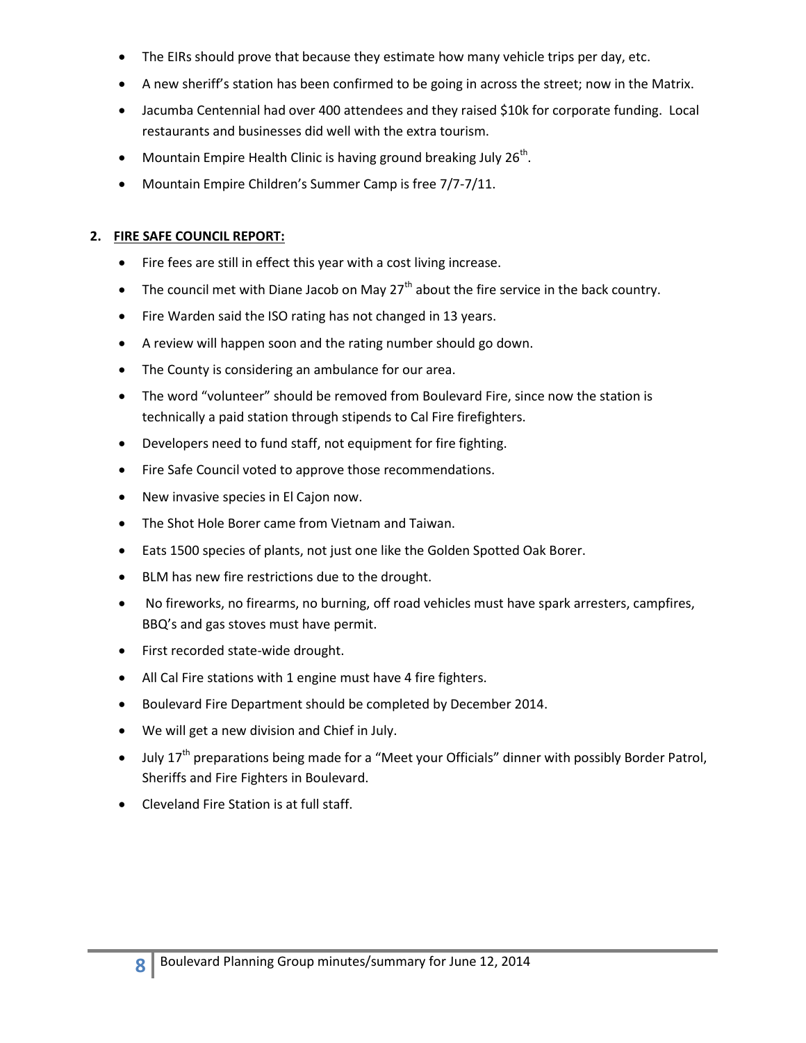- The EIRs should prove that because they estimate how many vehicle trips per day, etc.
- A new sheriff's station has been confirmed to be going in across the street; now in the Matrix.
- Jacumba Centennial had over 400 attendees and they raised $10k for corporate funding. Local restaurants and businesses did well with the extra tourism.
- Mountain Empire Health Clinic is having ground breaking July 26th.
- Mountain Empire Children's Summer Camp is free 7/7-7/11.

**2. FIRE SAFE COUNCIL REPORT:**

- Fire fees are still in effect this year with a cost living increase.
- The council met with Diane Jacob on May 27th about the fire service in the back country.
- Fire Warden said the ISO rating has not changed in 13 years.
- A review will happen soon and the rating number should go down.
- The County is considering an ambulance for our area.
- The word "volunteer" should be removed from Boulevard Fire, since now the station is technically a paid station through stipends to Cal Fire firefighters.
- Developers need to fund staff, not equipment for fire fighting.
- Fire Safe Council voted to approve those recommendations.
- New invasive species in El Cajon now.
- The Shot Hole Borer came from Vietnam and Taiwan.
- Eats 1500 species of plants, not just one like the Golden Spotted Oak Borer.
- BLM has new fire restrictions due to the drought.
- No fireworks, no firearms, no burning, off road vehicles must have spark arresters, campfires, BBQ's and gas stoves must have permit.
- First recorded state-wide drought.
- All Cal Fire stations with 1 engine must have 4 fire fighters.
- Boulevard Fire Department should be completed by December 2014.
- We will get a new division and Chief in July.
- July 17th preparations being made for a "Meet your Officials" dinner with possibly Border Patrol, Sheriffs and Fire Fighters in Boulevard.
- Cleveland Fire Station is at full staff.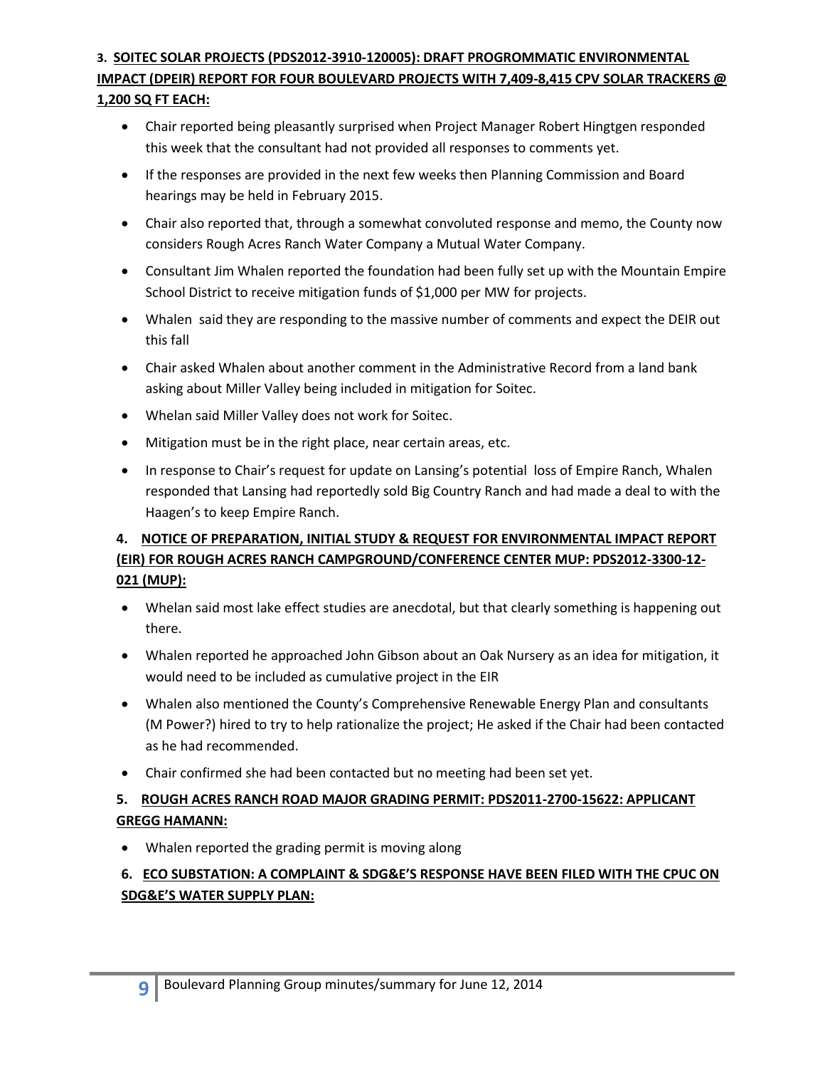**3. SOITEC SOLAR PROJECTS (PDS2012-3910-120005): DRAFT PROGROMMATIC ENVIRONMENTAL IMPACT (DPEIR) REPORT FOR FOUR BOULEVARD PROJECTS WITH 7,409-8,415 CPV SOLAR TRACKERS @ 1,200 SQ FT EACH:**

- Chair reported being pleasantly surprised when Project Manager Robert Hingtgen responded this week that the consultant had not provided all responses to comments yet.
- If the responses are provided in the next few weeks then Planning Commission and Board hearings may be held in February 2015.
- Chair also reported that, through a somewhat convoluted response and memo, the County now considers Rough Acres Ranch Water Company a Mutual Water Company.
- Consultant Jim Whalen reported the foundation had been fully set up with the Mountain Empire School District to receive mitigation funds of $1,000 per MW for projects.
- Whalen said they are responding to the massive number of comments and expect the DEIR out this fall
- Chair asked Whalen about another comment in the Administrative Record from a land bank asking about Miller Valley being included in mitigation for Soitec.
- Whelan said Miller Valley does not work for Soitec.
- Mitigation must be in the right place, near certain areas, etc.
- In response to Chair's request for update on Lansing's potential loss of Empire Ranch, Whalen responded that Lansing had reportedly sold Big Country Ranch and had made a deal to with the Haagen's to keep Empire Ranch.

**4. NOTICE OF PREPARATION, INITIAL STUDY & REQUEST FOR ENVIRONMENTAL IMPACT REPORT (EIR) FOR ROUGH ACRES RANCH CAMPGROUND/CONFERENCE CENTER MUP: PDS2012-3300-12-021 (MUP):**

- Whelan said most lake effect studies are anecdotal, but that clearly something is happening out there.
- Whalen reported he approached John Gibson about an Oak Nursery as an idea for mitigation, it would need to be included as cumulative project in the EIR
- Whalen also mentioned the County's Comprehensive Renewable Energy Plan and consultants (M Power?) hired to try to help rationalize the project; He asked if the Chair had been contacted as he had recommended.
- Chair confirmed she had been contacted but no meeting had been set yet.

**5. ROUGH ACRES RANCH ROAD MAJOR GRADING PERMIT: PDS2011-2700-15622: APPLICANT GREGG HAMANN:**

- Whalen reported the grading permit is moving along

**6. ECO SUBSTATION: A COMPLAINT & SDG&E'S RESPONSE HAVE BEEN FILED WITH THE CPUC ON SDG&E'S WATER SUPPLY PLAN:**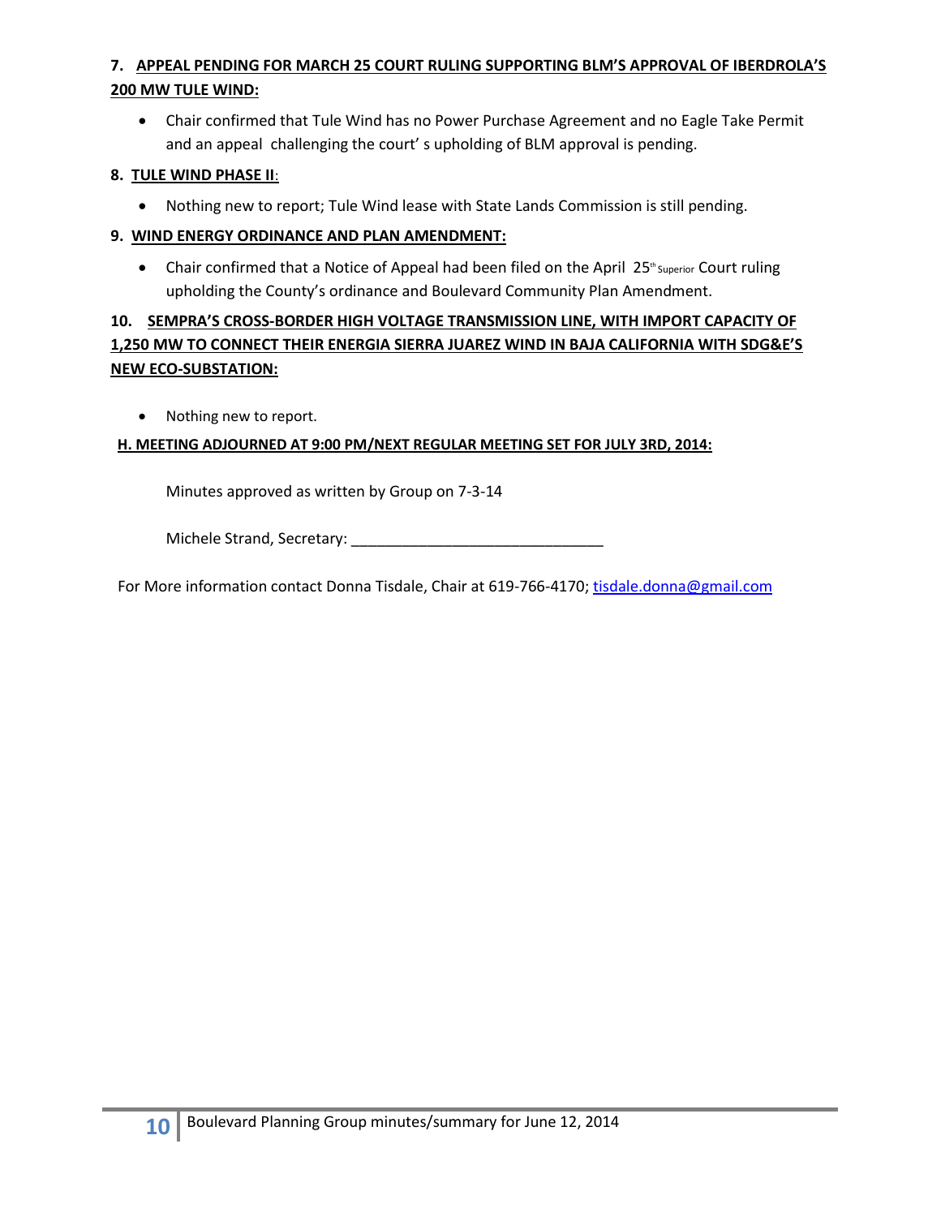**7. APPEAL PENDING FOR MARCH 25 COURT RULING SUPPORTING BLM'S APPROVAL OF IBERDROLA'S 200 MW TULE WIND:**

- Chair confirmed that Tule Wind has no Power Purchase Agreement and no Eagle Take Permit and an appeal challenging the court' s upholding of BLM approval is pending.

**8. TULE WIND PHASE II:**

- Nothing new to report; Tule Wind lease with State Lands Commission is still pending.

**9. WIND ENERGY ORDINANCE AND PLAN AMENDMENT:**

- Chair confirmed that a Notice of Appeal had been filed on the April 25th Superior Court ruling upholding the County's ordinance and Boulevard Community Plan Amendment.

**10. SEMPRA'S CROSS-BORDER HIGH VOLTAGE TRANSMISSION LINE, WITH IMPORT CAPACITY OF 1,250 MW TO CONNECT THEIR ENERGIA SIERRA JUAREZ WIND IN BAJA CALIFORNIA WITH SDG&E'S NEW ECO-SUBSTATION:**

- Nothing new to report.

**H. MEETING ADJOURNED AT 9:00 PM/NEXT REGULAR MEETING SET FOR JULY 3RD, 2014:**

Minutes approved as written by Group on 7-3-14

Michele Strand, Secretary: ______________________________

For More information contact Donna Tisdale, Chair at 619-766-4170; tisdale.donna@gmail.com